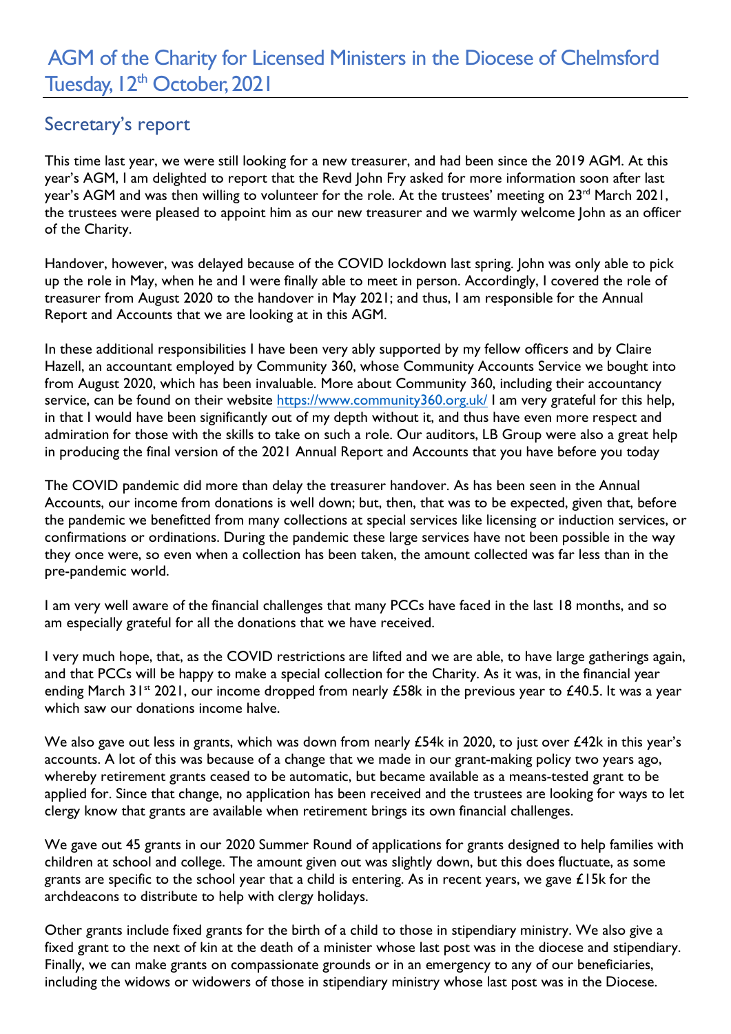# AGM of the Charity for Licensed Ministers in the Diocese of Chelmsford Tuesday, 12th October, 2021

## Secretary's report

This time last year, we were still looking for a new treasurer, and had been since the 2019 AGM. At this year's AGM, I am delighted to report that the Revd John Fry asked for more information soon after last year's AGM and was then willing to volunteer for the role. At the trustees' meeting on 23rd March 2021, the trustees were pleased to appoint him as our new treasurer and we warmly welcome John as an officer of the Charity.

Handover, however, was delayed because of the COVID lockdown last spring. John was only able to pick up the role in May, when he and I were finally able to meet in person. Accordingly, I covered the role of treasurer from August 2020 to the handover in May 2021; and thus, I am responsible for the Annual Report and Accounts that we are looking at in this AGM.

In these additional responsibilities I have been very ably supported by my fellow officers and by Claire Hazell, an accountant employed by Community 360, whose Community Accounts Service we bought into from August 2020, which has been invaluable. More about Community 360, including their accountancy service, can be found on their website https://www.community360.org.uk/ I am very grateful for this help, in that I would have been significantly out of my depth without it, and thus have even more respect and admiration for those with the skills to take on such a role. Our auditors, LB Group were also a great help in producing the final version of the 2021 Annual Report and Accounts that you have before you today

The COVID pandemic did more than delay the treasurer handover. As has been seen in the Annual Accounts, our income from donations is well down; but, then, that was to be expected, given that, before the pandemic we benefitted from many collections at special services like licensing or induction services, or confirmations or ordinations. During the pandemic these large services have not been possible in the way they once were, so even when a collection has been taken, the amount collected was far less than in the pre-pandemic world.

I am very well aware of the financial challenges that many PCCs have faced in the last 18 months, and so am especially grateful for all the donations that we have received.

I very much hope, that, as the COVID restrictions are lifted and we are able, to have large gatherings again, and that PCCs will be happy to make a special collection for the Charity. As it was, in the financial year ending March 31st 2021, our income dropped from nearly £58k in the previous year to £40.5. It was a year which saw our donations income halve.

We also gave out less in grants, which was down from nearly £54k in 2020, to just over £42k in this year's accounts. A lot of this was because of a change that we made in our grant-making policy two years ago, whereby retirement grants ceased to be automatic, but became available as a means-tested grant to be applied for. Since that change, no application has been received and the trustees are looking for ways to let clergy know that grants are available when retirement brings its own financial challenges.

We gave out 45 grants in our 2020 Summer Round of applications for grants designed to help families with children at school and college. The amount given out was slightly down, but this does fluctuate, as some grants are specific to the school year that a child is entering. As in recent years, we gave £15k for the archdeacons to distribute to help with clergy holidays.

Other grants include fixed grants for the birth of a child to those in stipendiary ministry. We also give a fixed grant to the next of kin at the death of a minister whose last post was in the diocese and stipendiary. Finally, we can make grants on compassionate grounds or in an emergency to any of our beneficiaries, including the widows or widowers of those in stipendiary ministry whose last post was in the Diocese.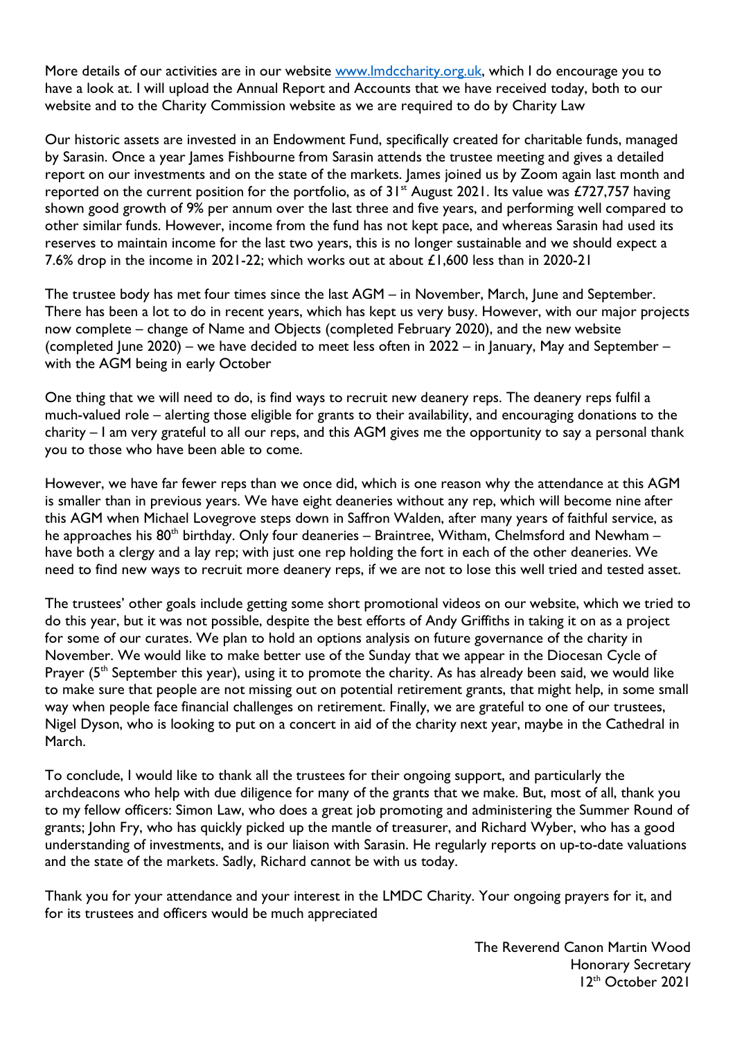More details of our activities are in our website [www.lmdccharity.org.uk](http://www.lmdccharity.org.uk), which I do encourage you to have a look at. I will upload the Annual Report and Accounts that we have received today, both to our website and to the Charity Commission website as we are required to do by Charity Law

Our historic assets are invested in an Endowment Fund, specifically created for charitable funds, managed by Sarasin. Once a year James Fishbourne from Sarasin attends the trustee meeting and gives a detailed report on our investments and on the state of the markets. James joined us by Zoom again last month and reported on the current position for the portfolio, as of 31st August 2021. Its value was £727,757 having shown good growth of 9% per annum over the last three and five years, and performing well compared to other similar funds. However, income from the fund has not kept pace, and whereas Sarasin had used its reserves to maintain income for the last two years, this is no longer sustainable and we should expect a 7.6% drop in the income in 2021-22; which works out at about £1,600 less than in 2020-21

The trustee body has met four times since the last AGM – in November, March, June and September. There has been a lot to do in recent years, which has kept us very busy. However, with our major projects now complete – change of Name and Objects (completed February 2020), and the new website (completed June 2020) – we have decided to meet less often in 2022 – in January, May and September – with the AGM being in early October

One thing that we will need to do, is find ways to recruit new deanery reps. The deanery reps fulfil a much-valued role – alerting those eligible for grants to their availability, and encouraging donations to the charity – I am very grateful to all our reps, and this AGM gives me the opportunity to say a personal thank you to those who have been able to come.

However, we have far fewer reps than we once did, which is one reason why the attendance at this AGM is smaller than in previous years. We have eight deaneries without any rep, which will become nine after this AGM when Michael Lovegrove steps down in Saffron Walden, after many years of faithful service, as he approaches his 80th birthday. Only four deaneries – Braintree, Witham, Chelmsford and Newham – have both a clergy and a lay rep; with just one rep holding the fort in each of the other deaneries. We need to find new ways to recruit more deanery reps, if we are not to lose this well tried and tested asset.

The trustees' other goals include getting some short promotional videos on our website, which we tried to do this year, but it was not possible, despite the best efforts of Andy Griffiths in taking it on as a project for some of our curates. We plan to hold an options analysis on future governance of the charity in November. We would like to make better use of the Sunday that we appear in the Diocesan Cycle of Prayer (5th September this year), using it to promote the charity. As has already been said, we would like to make sure that people are not missing out on potential retirement grants, that might help, in some small way when people face financial challenges on retirement. Finally, we are grateful to one of our trustees, Nigel Dyson, who is looking to put on a concert in aid of the charity next year, maybe in the Cathedral in March.

To conclude, I would like to thank all the trustees for their ongoing support, and particularly the archdeacons who help with due diligence for many of the grants that we make. But, most of all, thank you to my fellow officers: Simon Law, who does a great job promoting and administering the Summer Round of grants; John Fry, who has quickly picked up the mantle of treasurer, and Richard Wyber, who has a good understanding of investments, and is our liaison with Sarasin. He regularly reports on up-to-date valuations and the state of the markets. Sadly, Richard cannot be with us today.

Thank you for your attendance and your interest in the LMDC Charity. Your ongoing prayers for it, and for its trustees and officers would be much appreciated

The Reverend Canon Martin Wood
Honorary Secretary
12th October 2021